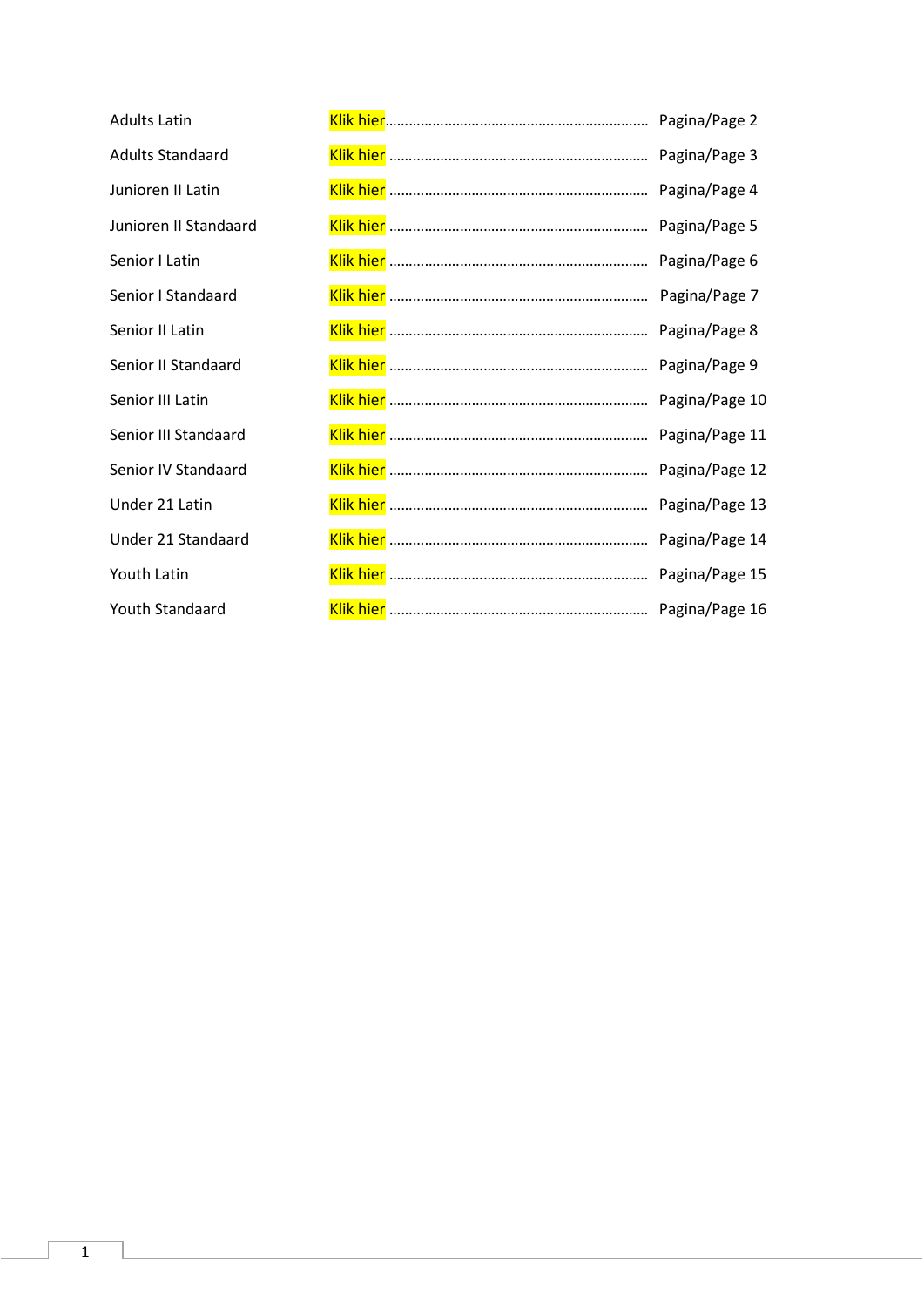| | | |
|---|---|---|
| Adults Latin | Klik hier................................................................... | Pagina/Page 2 |
| Adults Standaard | Klik hier ................................................................... | Pagina/Page 3 |
| Junioren II Latin | Klik hier ................................................................... | Pagina/Page 4 |
| Junioren II Standaard | Klik hier ................................................................... | Pagina/Page 5 |
| Senior I Latin | Klik hier ................................................................... | Pagina/Page 6 |
| Senior I Standaard | Klik hier ................................................................... | Pagina/Page 7 |
| Senior II Latin | Klik hier ................................................................... | Pagina/Page 8 |
| Senior II Standaard | Klik hier ................................................................... | Pagina/Page 9 |
| Senior III Latin | Klik hier ................................................................... | Pagina/Page 10 |
| Senior III Standaard | Klik hier ................................................................... | Pagina/Page 11 |
| Senior IV Standaard | Klik hier ................................................................... | Pagina/Page 12 |
| Under 21 Latin | Klik hier ................................................................... | Pagina/Page 13 |
| Under 21 Standaard | Klik hier ................................................................... | Pagina/Page 14 |
| Youth Latin | Klik hier ................................................................... | Pagina/Page 15 |
| Youth Standaard | Klik hier ................................................................... | Pagina/Page 16 |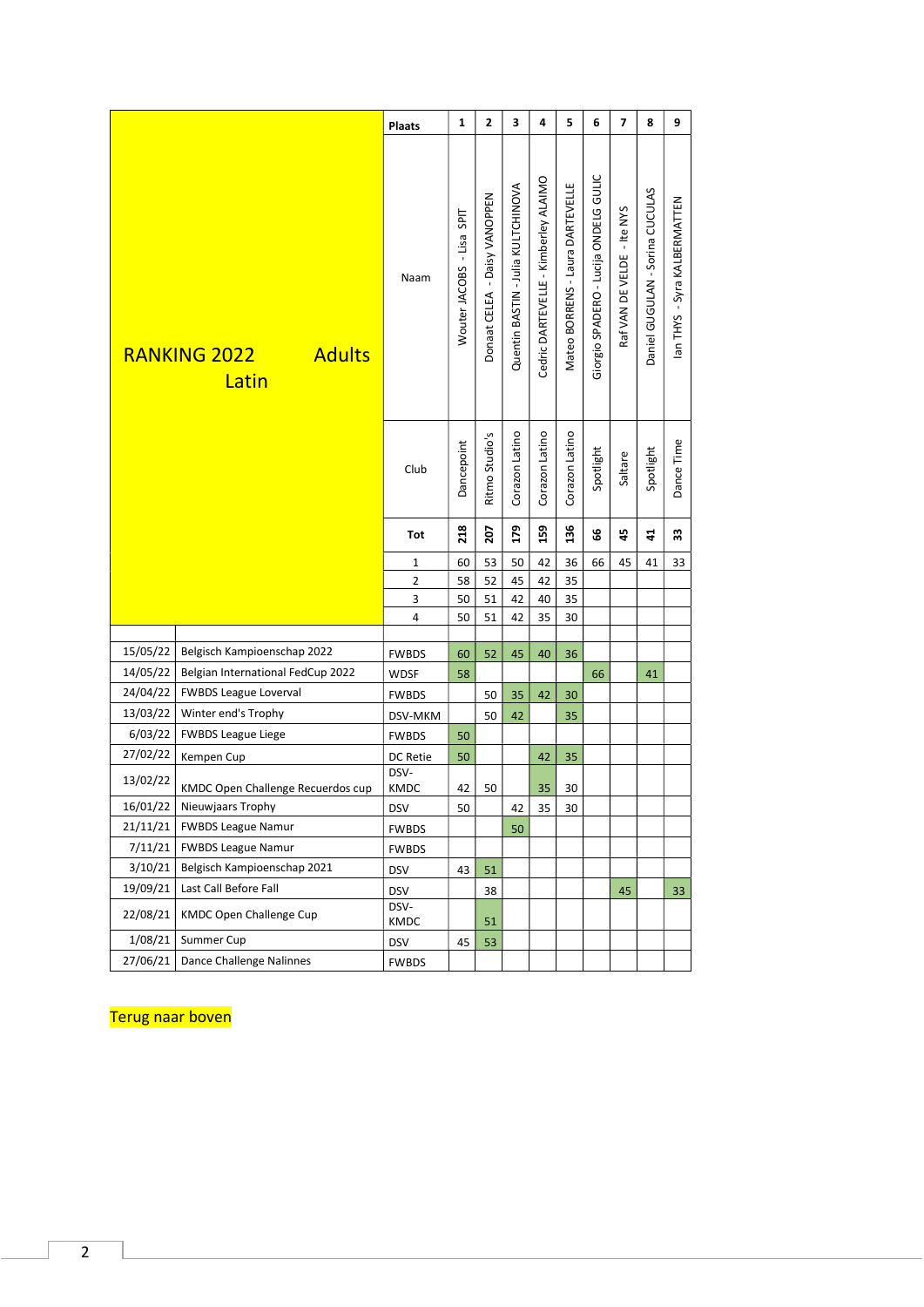# RANKING 2022 Adults Latin

| Plaats | 1 | 2 | 3 | 4 | 5 | 6 | 7 | 8 | 9 |
|---|---|---|---|---|---|---|---|---|---|
| Naam | Wouter JACOBS - Lisa SPIT | Donaat CELEA - Daisy VANOPPEN | Quentin BASTIN - Julia KULTCHINOVA | Cedric DARTEVELLE - Kimberley ALAIMO | Mateo BORRENS - Laura DARTEVELLE | Giorgio SPADERO - Lucija ONDELG GULIC | Raf VAN DE VELDE - Ite NYS | Daniel GUGULAN - Sorina CUCULAS | Ian THYS - Syra KALBERMATTEN |
| Club | Dancepoint | Ritmo Studio's | Corazon Latino | Corazon Latino | Corazon Latino | Spotlight | Saltare | Spotlight | Dance Time |
| **Tot** | **218** | **207** | **179** | **159** | **136** | **66** | **45** | **41** | **33** |
| 1 | 60 | 53 | 50 | 42 | 36 | 66 | 45 | 41 | 33 |
| 2 | 58 | 52 | 45 | 42 | 35 | | | | |
| 3 | 50 | 51 | 42 | 40 | 35 | | | | |
| 4 | 50 | 51 | 42 | 35 | 30 | | | | |

| Datum | Wedstrijd | Organisatie | 1 | 2 | 3 | 4 | 5 | 6 | 7 | 8 | 9 |
|---|---|---|---|---|---|---|---|---|---|---|---|
| 15/05/22 | Belgisch Kampioenschap 2022 | FWBDS | 60 | 52 | 45 | 40 | 36 | | | | |
| 14/05/22 | Belgian International FedCup 2022 | WDSF | 58 | | | | | 66 | | 41 | |
| 24/04/22 | FWBDS League Loverval | FWBDS | | 50 | 35 | 42 | 30 | | | | |
| 13/03/22 | Winter end's Trophy | DSV-MKM | | 50 | 42 | | 35 | | | | |
| 6/03/22 | FWBDS League Liege | FWBDS | 50 | | | | | | | | |
| 27/02/22 | Kempen Cup | DC Retie | 50 | | | 42 | 35 | | | | |
| 13/02/22 | KMDC Open Challenge Recuerdos cup | DSV-KMDC | 42 | 50 | | 35 | 30 | | | | |
| 16/01/22 | Nieuwjaars Trophy | DSV | 50 | | 42 | 35 | 30 | | | | |
| 21/11/21 | FWBDS League Namur | FWBDS | | | 50 | | | | | | |
| 7/11/21 | FWBDS League Namur | FWBDS | | | | | | | | | |
| 3/10/21 | Belgisch Kampioenschap 2021 | DSV | 43 | 51 | | | | | | | |
| 19/09/21 | Last Call Before Fall | DSV | | 38 | | | | | 45 | | 33 |
| 22/08/21 | KMDC Open Challenge Cup | DSV-KMDC | | 51 | | | | | | | |
| 1/08/21 | Summer Cup | DSV | 45 | 53 | | | | | | | |
| 27/06/21 | Dance Challenge Nalinnes | FWBDS | | | | | | | | | |

Terug naar boven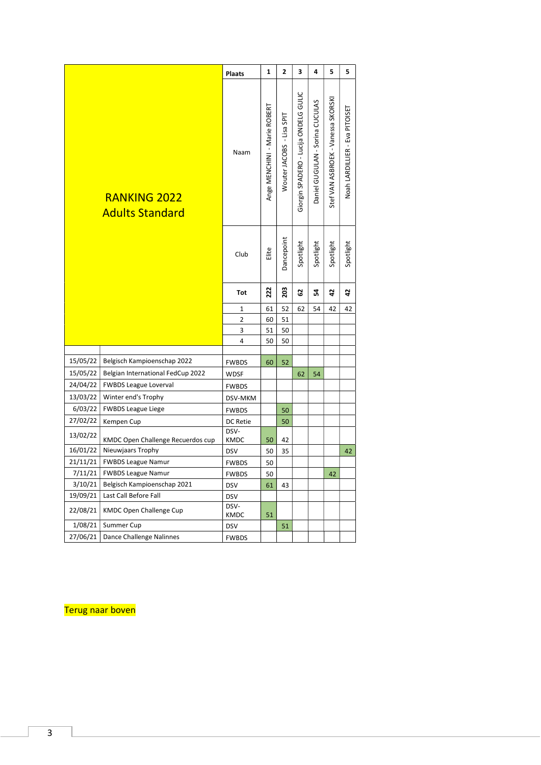# RANKING 2022
## Adults Standard

| | | Plaats | 1 | 2 | 3 | 4 | 5 | 5 |
|---|---|---|---|---|---|---|---|---|
| | | Naam | Ange MENCHINI - Marie ROBERT | Wouter JACOBS - Lisa SPIT | Giorgin SPADERO - Lucija ONDELG GULIC | Daniel GUGULAN - Sorina CUCULAS | Stef VAN ASBROEK - Vanessa SKORSKI | Noah LARDILLIER - Eva PITOISET |
| | | Club | Elite | Dancepoint | Spotlight | Spotlight | Spotlight | Spotlight |
| | | **Tot** | **222** | **203** | **62** | **54** | **42** | **42** |
| | | 1 | 61 | 52 | 62 | 54 | 42 | 42 |
| | | 2 | 60 | 51 | | | | |
| | | 3 | 51 | 50 | | | | |
| | | 4 | 50 | 50 | | | | |
| | | | | | | | | |
| 15/05/22 | Belgisch Kampioenschap 2022 | FWBDS | 60 | 52 | | | | |
| 15/05/22 | Belgian International FedCup 2022 | WDSF | | | 62 | 54 | | |
| 24/04/22 | FWBDS League Loverval | FWBDS | | | | | | |
| 13/03/22 | Winter end's Trophy | DSV-MKM | | | | | | |
| 6/03/22 | FWBDS League Liege | FWBDS | | 50 | | | | |
| 27/02/22 | Kempen Cup | DC Retie | | 50 | | | | |
| 13/02/22 | KMDC Open Challenge Recuerdos cup | DSV-KMDC | 50 | 42 | | | | |
| 16/01/22 | Nieuwjaars Trophy | DSV | 50 | 35 | | | | 42 |
| 21/11/21 | FWBDS League Namur | FWBDS | 50 | | | | | |
| 7/11/21 | FWBDS League Namur | FWBDS | 50 | | | | 42 | |
| 3/10/21 | Belgisch Kampioenschap 2021 | DSV | 61 | 43 | | | | |
| 19/09/21 | Last Call Before Fall | DSV | | | | | | |
| 22/08/21 | KMDC Open Challenge Cup | DSV-KMDC | 51 | | | | | |
| 1/08/21 | Summer Cup | DSV | | 51 | | | | |
| 27/06/21 | Dance Challenge Nalinnes | FWBDS | | | | | | |

Terug naar boven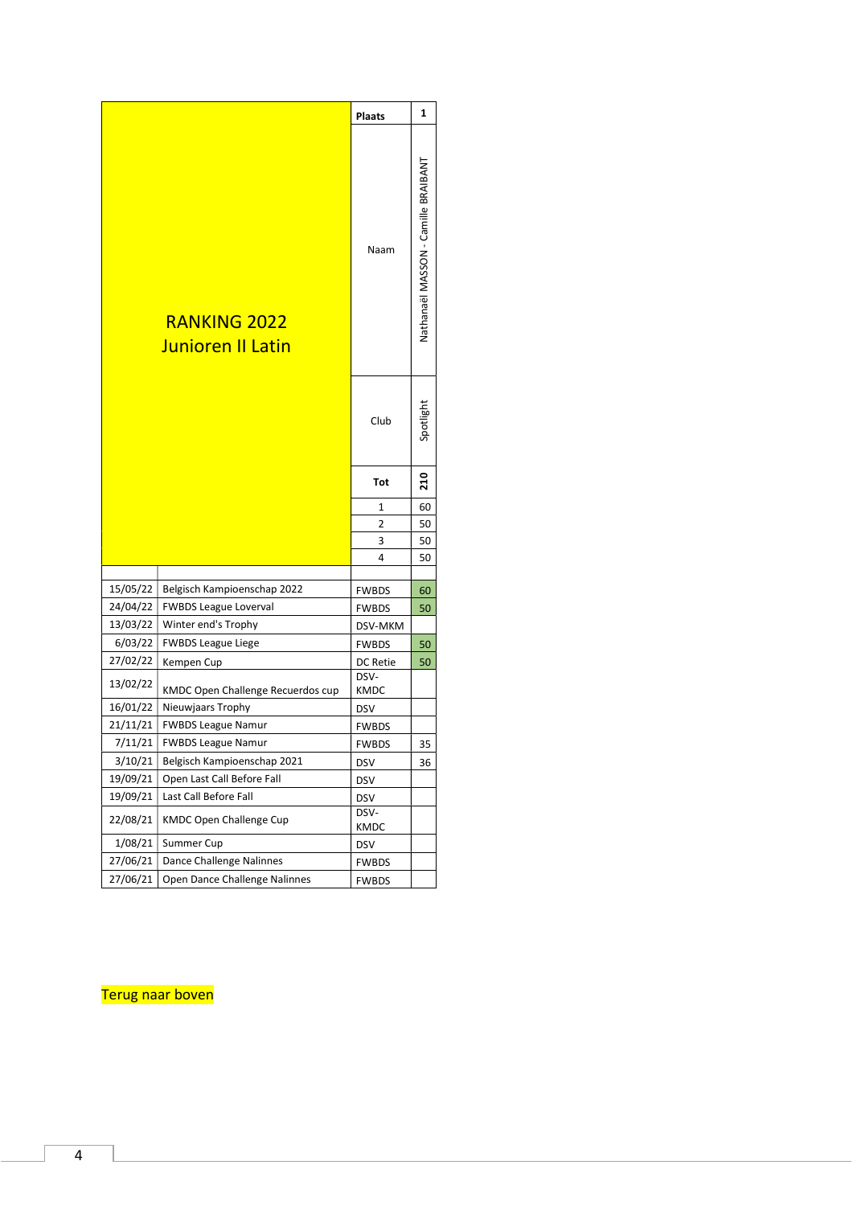# RANKING 2022
## Junioren II Latin

| | | Plaats | 1 |
|---|---|---|---|
| | | Naam | Nathanaël MASSON - Camille BRAIBANT |
| | | Club | Spotlight |
| | | **Tot** | **210** |
| | | 1 | 60 |
| | | 2 | 50 |
| | | 3 | 50 |
| | | 4 | 50 |
| | | | |
| 15/05/22 | Belgisch Kampioenschap 2022 | FWBDS | 60 |
| 24/04/22 | FWBDS League Loverval | FWBDS | 50 |
| 13/03/22 | Winter end's Trophy | DSV-MKM | |
| 6/03/22 | FWBDS League Liege | FWBDS | 50 |
| 27/02/22 | Kempen Cup | DC Retie | 50 |
| 13/02/22 | KMDC Open Challenge Recuerdos cup | DSV-KMDC | |
| 16/01/22 | Nieuwjaars Trophy | DSV | |
| 21/11/21 | FWBDS League Namur | FWBDS | |
| 7/11/21 | FWBDS League Namur | FWBDS | 35 |
| 3/10/21 | Belgisch Kampioenschap 2021 | DSV | 36 |
| 19/09/21 | Open Last Call Before Fall | DSV | |
| 19/09/21 | Last Call Before Fall | DSV | |
| 22/08/21 | KMDC Open Challenge Cup | DSV-KMDC | |
| 1/08/21 | Summer Cup | DSV | |
| 27/06/21 | Dance Challenge Nalinnes | FWBDS | |
| 27/06/21 | Open Dance Challenge Nalinnes | FWBDS | |

Terug naar boven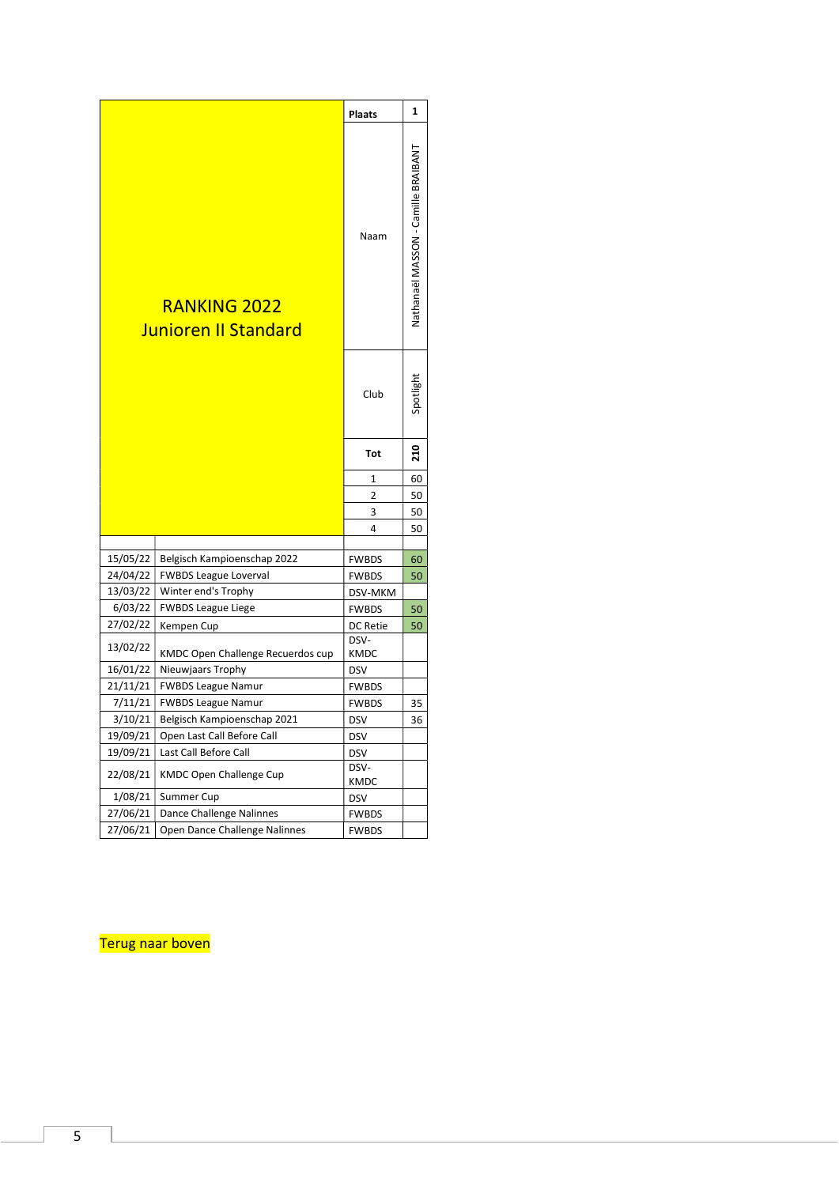# RANKING 2022
## Junioren II Standard

| | | Plaats | 1 |
|---|---|---|---|
| | | Naam | Nathanaël MASSON - Camille BRAIBANT |
| | | Club | Spotlight |
| | | **Tot** | **210** |
| | | 1 | 60 |
| | | 2 | 50 |
| | | 3 | 50 |
| | | 4 | 50 |
| | | | |
| 15/05/22 | Belgisch Kampioenschap 2022 | FWBDS | 60 |
| 24/04/22 | FWBDS League Loverval | FWBDS | 50 |
| 13/03/22 | Winter end's Trophy | DSV-MKM | |
| 6/03/22 | FWBDS League Liege | FWBDS | 50 |
| 27/02/22 | Kempen Cup | DC Retie | 50 |
| 13/02/22 | KMDC Open Challenge Recuerdos cup | DSV-KMDC | |
| 16/01/22 | Nieuwjaars Trophy | DSV | |
| 21/11/21 | FWBDS League Namur | FWBDS | |
| 7/11/21 | FWBDS League Namur | FWBDS | 35 |
| 3/10/21 | Belgisch Kampioenschap 2021 | DSV | 36 |
| 19/09/21 | Open Last Call Before Call | DSV | |
| 19/09/21 | Last Call Before Call | DSV | |
| 22/08/21 | KMDC Open Challenge Cup | DSV-KMDC | |
| 1/08/21 | Summer Cup | DSV | |
| 27/06/21 | Dance Challenge Nalinnes | FWBDS | |
| 27/06/21 | Open Dance Challenge Nalinnes | FWBDS | |

Terug naar boven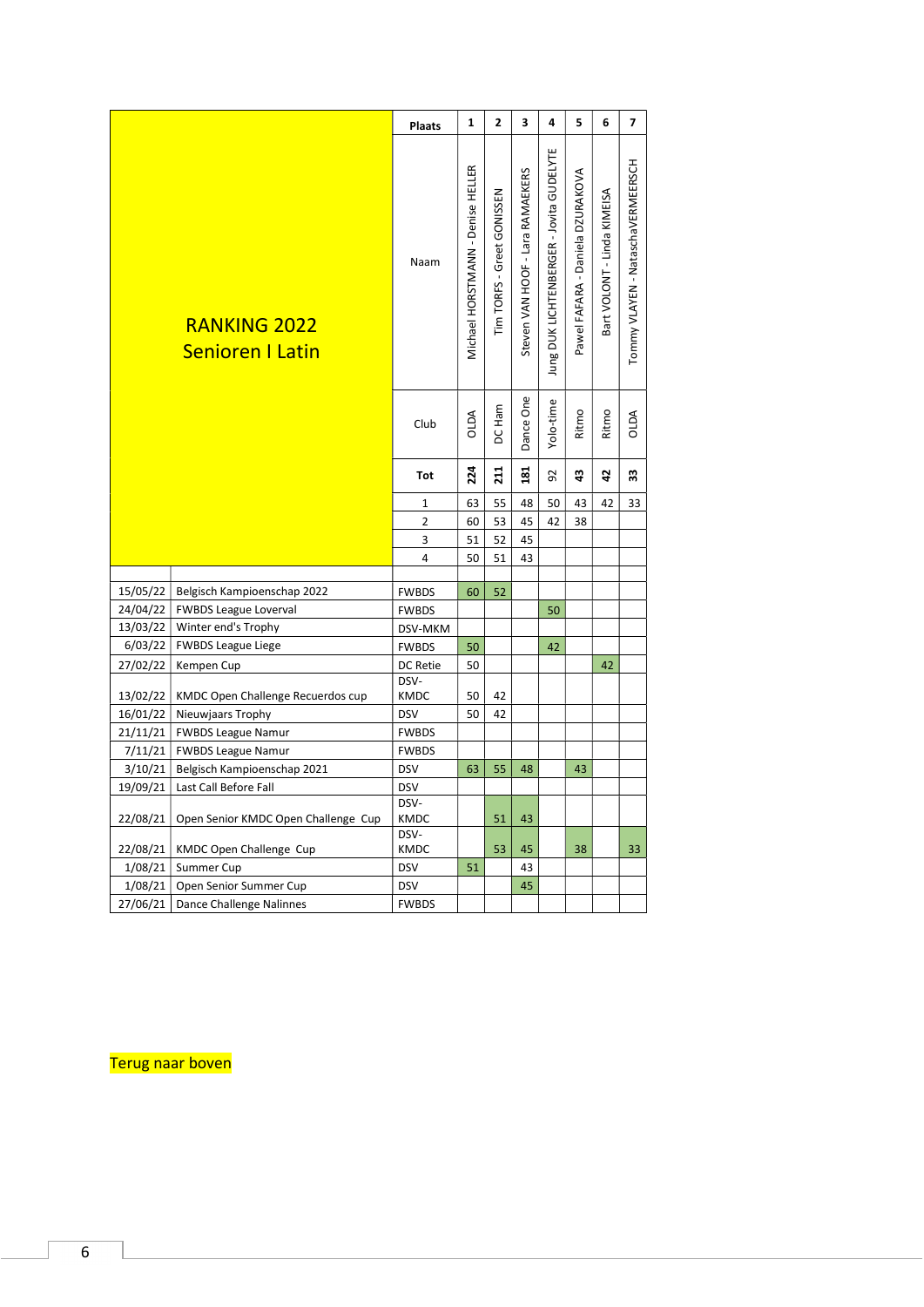# RANKING 2022
## Senioren I Latin

| | | Plaats | 1 | 2 | 3 | 4 | 5 | 6 | 7 |
|---|---|---|---|---|---|---|---|---|---|
| | | Naam | Michael HORSTMANN - Denise HELLER | Tim TORFS - Greet GONISSEN | Steven VAN HOOF - Lara RAMAEKERS | Jung DUK LICHTENBERGER - Jovita GUDELYTE | Pawel FAFARA - Daniela DZURAKOVA | Bart VOLONT - Linda KIMEISA | Tommy VLAYEN - NataschaVERMEERSCH |
| | | Club | OLDA | DC Ham | Dance One | Yolo-time | Ritmo | Ritmo | OLDA |
| | | Tot | 224 | 211 | 181 | 92 | 43 | 42 | 33 |
| | | 1 | 63 | 55 | 48 | 50 | 43 | 42 | 33 |
| | | 2 | 60 | 53 | 45 | 42 | 38 | | |
| | | 3 | 51 | 52 | 45 | | | | |
| | | 4 | 50 | 51 | 43 | | | | |
| 15/05/22 | Belgisch Kampioenschap 2022 | FWBDS | 60 | 52 | | | | | |
| 24/04/22 | FWBDS League Loverval | FWBDS | | | | 50 | | | |
| 13/03/22 | Winter end's Trophy | DSV-MKM | | | | | | | |
| 6/03/22 | FWBDS League Liege | FWBDS | 50 | | | 42 | | | |
| 27/02/22 | Kempen Cup | DC Retie | 50 | | | | | 42 | |
| 13/02/22 | KMDC Open Challenge Recuerdos cup | DSV-KMDC | 50 | 42 | | | | | |
| 16/01/22 | Nieuwjaars Trophy | DSV | 50 | 42 | | | | | |
| 21/11/21 | FWBDS League Namur | FWBDS | | | | | | | |
| 7/11/21 | FWBDS League Namur | FWBDS | | | | | | | |
| 3/10/21 | Belgisch Kampioenschap 2021 | DSV | 63 | 55 | 48 | | 43 | | |
| 19/09/21 | Last Call Before Fall | DSV | | | | | | | |
| 22/08/21 | Open Senior KMDC Open Challenge Cup | DSV-KMDC | | 51 | 43 | | | | |
| 22/08/21 | KMDC Open Challenge Cup | DSV-KMDC | | 53 | 45 | | 38 | | 33 |
| 1/08/21 | Summer Cup | DSV | 51 | | 43 | | | | |
| 1/08/21 | Open Senior Summer Cup | DSV | | | 45 | | | | |
| 27/06/21 | Dance Challenge Nalinnes | FWBDS | | | | | | | |

Terug naar boven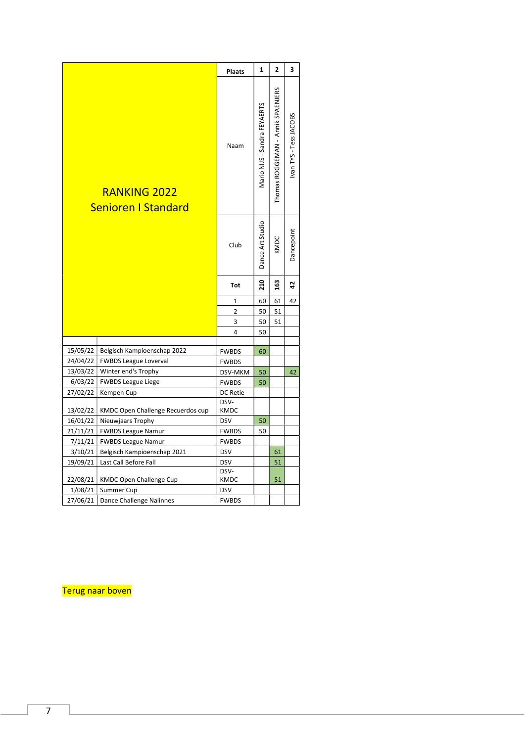# RANKING 2022
## Senioren I Standard

| | | Plaats | 1 | 2 | 3 |
|---|---|---|---|---|---|
| | | Naam | Mario NIJS - Sandra FEYAERTS | Thomas ROGGEMAN - Annik SPAENJERS | Ivan TYS - Tess JACOBS |
| | | Club | Dance Art Studio | KMDC | Dancepoint |
| | | **Tot** | **210** | **163** | **42** |
| | | 1 | 60 | 61 | 42 |
| | | 2 | 50 | 51 | |
| | | 3 | 50 | 51 | |
| | | 4 | 50 | | |
| | | | | | |
| 15/05/22 | Belgisch Kampioenschap 2022 | FWBDS | 60 | | |
| 24/04/22 | FWBDS League Loverval | FWBDS | | | |
| 13/03/22 | Winter end's Trophy | DSV-MKM | 50 | | 42 |
| 6/03/22 | FWBDS League Liege | FWBDS | 50 | | |
| 27/02/22 | Kempen Cup | DC Retie | | | |
| 13/02/22 | KMDC Open Challenge Recuerdos cup | DSV-KMDC | | | |
| 16/01/22 | Nieuwjaars Trophy | DSV | 50 | | |
| 21/11/21 | FWBDS League Namur | FWBDS | 50 | | |
| 7/11/21 | FWBDS League Namur | FWBDS | | | |
| 3/10/21 | Belgisch Kampioenschap 2021 | DSV | | 61 | |
| 19/09/21 | Last Call Before Fall | DSV | | 51 | |
| 22/08/21 | KMDC Open Challenge Cup | DSV-KMDC | | 51 | |
| 1/08/21 | Summer Cup | DSV | | | |
| 27/06/21 | Dance Challenge Nalinnes | FWBDS | | | |

Terug naar boven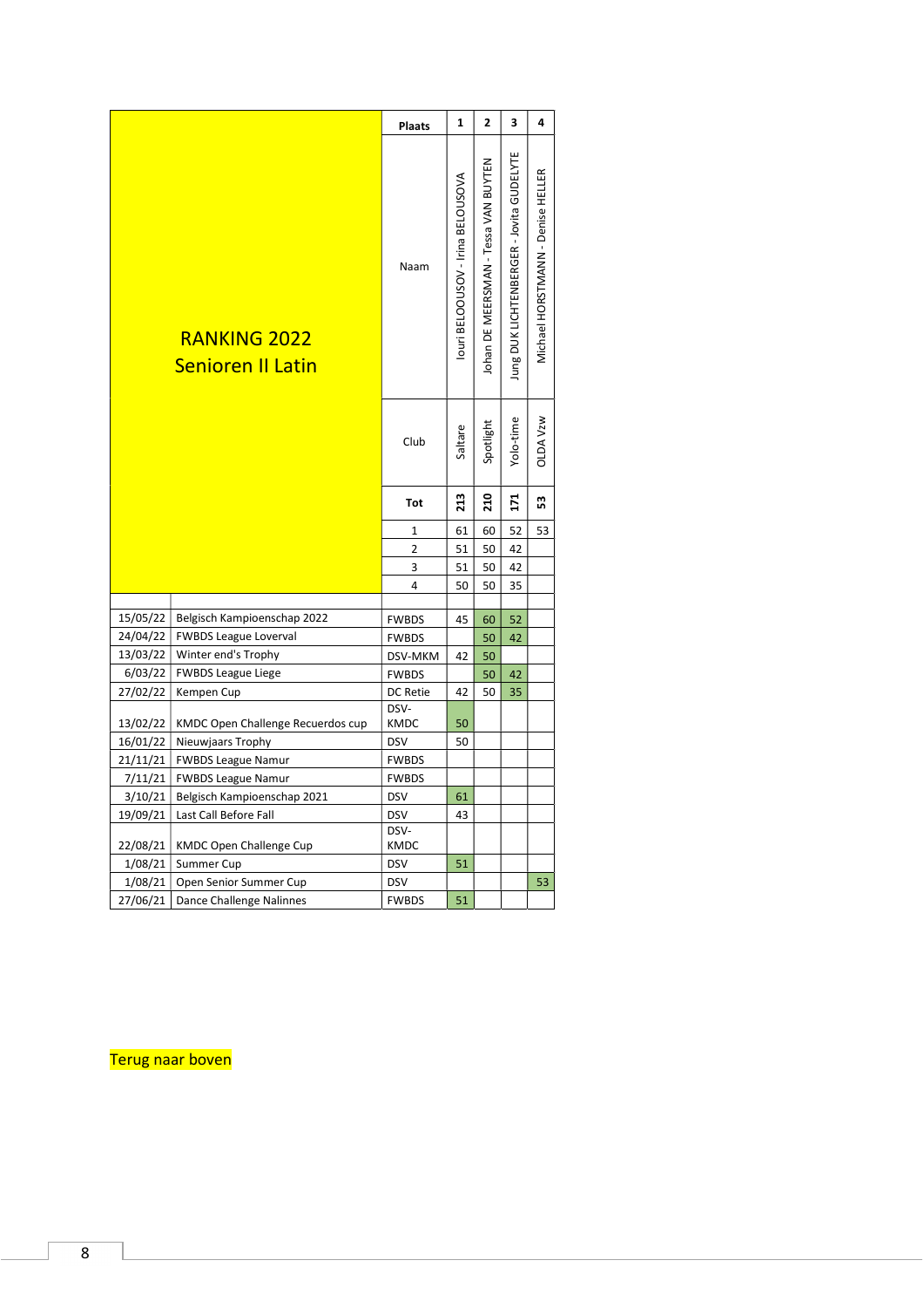# RANKING 2022
## Senioren II Latin

| | | | 1 | 2 | 3 | 4 |
|---|---|---|---|---|---|---|
| | | **Plaats** | **1** | **2** | **3** | **4** |
| | | Naam | Iouri BELOOUSOV - Irina BELOUSOVA | Johan DE MEERSMAN - Tessa VAN BUYTEN | Jung DUK LICHTENBERGER - Jovita GUDELYTE | Michael HORSTMANN - Denise HELLER |
| | | Club | Saltare | Spotlight | Yolo-time | OLDA Vzw |
| | | **Tot** | **213** | **210** | **171** | **53** |
| | | 1 | 61 | 60 | 52 | 53 |
| | | 2 | 51 | 50 | 42 | |
| | | 3 | 51 | 50 | 42 | |
| | | 4 | 50 | 50 | 35 | |
| | | | | | | |
| 15/05/22 | Belgisch Kampioenschap 2022 | FWBDS | 45 | 60 | 52 | |
| 24/04/22 | FWBDS League Loverval | FWBDS | | 50 | 42 | |
| 13/03/22 | Winter end's Trophy | DSV-MKM | 42 | 50 | | |
| 6/03/22 | FWBDS League Liege | FWBDS | | 50 | 42 | |
| 27/02/22 | Kempen Cup | DC Retie | 42 | 50 | 35 | |
| 13/02/22 | KMDC Open Challenge Recuerdos cup | DSV-KMDC | 50 | | | |
| 16/01/22 | Nieuwjaars Trophy | DSV | 50 | | | |
| 21/11/21 | FWBDS League Namur | FWBDS | | | | |
| 7/11/21 | FWBDS League Namur | FWBDS | | | | |
| 3/10/21 | Belgisch Kampioenschap 2021 | DSV | 61 | | | |
| 19/09/21 | Last Call Before Fall | DSV | 43 | | | |
| 22/08/21 | KMDC Open Challenge Cup | DSV-KMDC | | | | |
| 1/08/21 | Summer Cup | DSV | 51 | | | |
| 1/08/21 | Open Senior Summer Cup | DSV | | | | 53 |
| 27/06/21 | Dance Challenge Nalinnes | FWBDS | 51 | | | |

Terug naar boven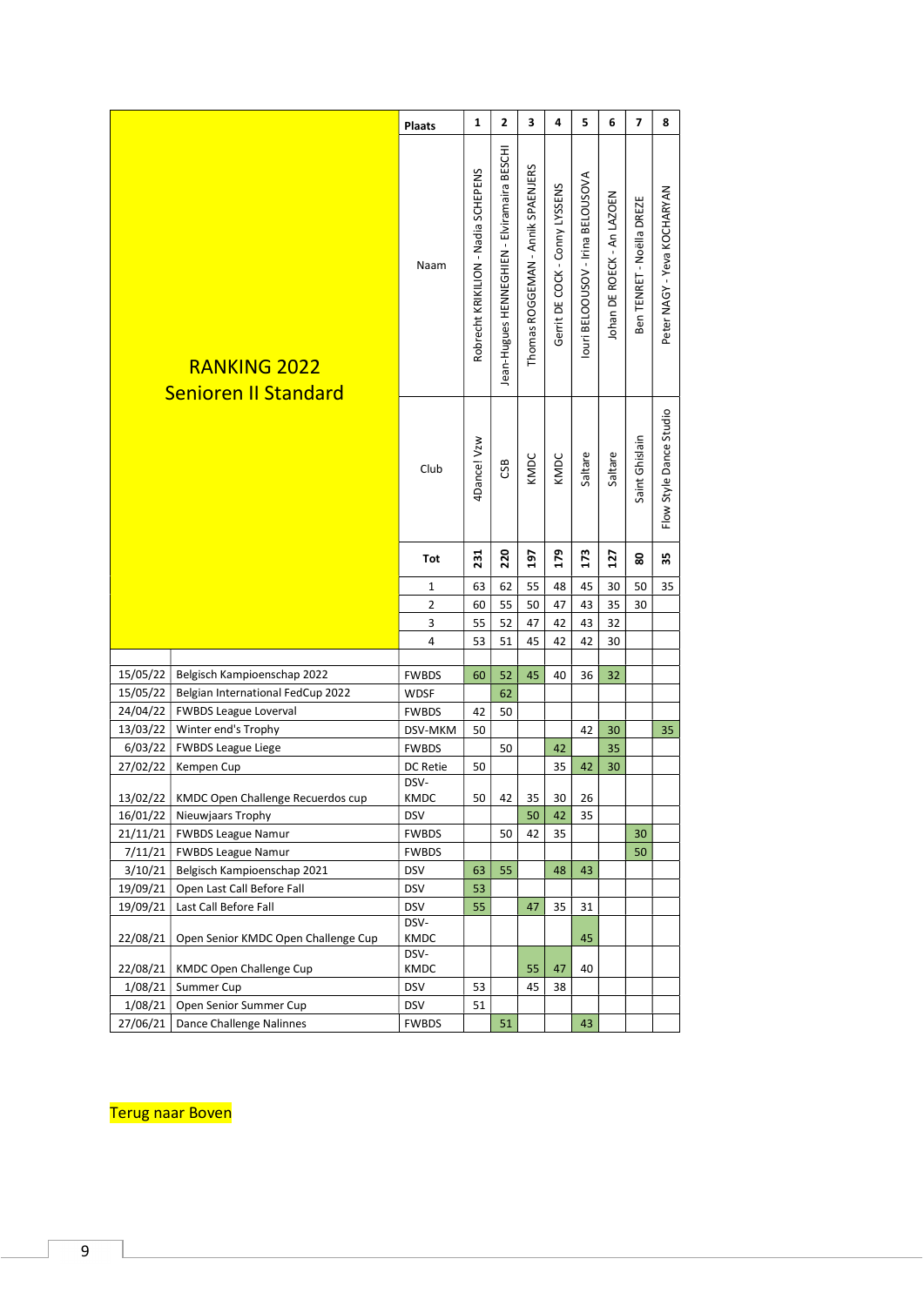| RANKING 2022 Senioren II Standard | | Plaats | 1 | 2 | 3 | 4 | 5 | 6 | 7 | 8 |
|---|---|---|---|---|---|---|---|---|---|---|
| | | Naam | Robrecht KRIKILION - Nadia SCHEPENS | Jean-Hugues HENNEGHIEN - Elviramaira BESCHI | Thomas ROGGEMAN - Annik SPAENJERS | Gerrit DE COCK - Conny LYSSENS | Iouri BELOOUSOV - Irina BELOUSOVA | Johan DE ROECK - An LAZOEN | Ben TENRET - Noëlla DREZE | Peter NAGY - Yeva KOCHARYAN |
| | | Club | 4Dance! Vzw | CSB | KMDC | KMDC | Saltare | Saltare | Saint Ghislain | Flow Style Dance Studio |
| | | Tot | 231 | 220 | 197 | 179 | 173 | 127 | 80 | 35 |
| | | 1 | 63 | 62 | 55 | 48 | 45 | 30 | 50 | 35 |
| | | 2 | 60 | 55 | 50 | 47 | 43 | 35 | 30 | |
| | | 3 | 55 | 52 | 47 | 42 | 43 | 32 | | |
| | | 4 | 53 | 51 | 45 | 42 | 42 | 30 | | |
| 15/05/22 | Belgisch Kampioenschap 2022 | FWBDS | 60 | 52 | 45 | 40 | 36 | 32 | | |
| 15/05/22 | Belgian International FedCup 2022 | WDSF | | 62 | | | | | | |
| 24/04/22 | FWBDS League Loverval | FWBDS | 42 | 50 | | | | | | |
| 13/03/22 | Winter end's Trophy | DSV-MKM | 50 | | | | 42 | 30 | | 35 |
| 6/03/22 | FWBDS League Liege | FWBDS | | 50 | | 42 | | 35 | | |
| 27/02/22 | Kempen Cup | DC Retie | 50 | | | 35 | 42 | 30 | | |
| 13/02/22 | KMDC Open Challenge Recuerdos cup | DSV-KMDC | 50 | 42 | 35 | 30 | 26 | | | |
| 16/01/22 | Nieuwjaars Trophy | DSV | | | 50 | 42 | 35 | | | |
| 21/11/21 | FWBDS League Namur | FWBDS | | 50 | 42 | 35 | | | 30 | |
| 7/11/21 | FWBDS League Namur | FWBDS | | | | | | | 50 | |
| 3/10/21 | Belgisch Kampioenschap 2021 | DSV | 63 | 55 | | 48 | 43 | | | |
| 19/09/21 | Open Last Call Before Fall | DSV | 53 | | | | | | | |
| 19/09/21 | Last Call Before Fall | DSV | 55 | | 47 | 35 | 31 | | | |
| 22/08/21 | Open Senior KMDC Open Challenge Cup | DSV-KMDC | | | | | 45 | | | |
| 22/08/21 | KMDC Open Challenge Cup | DSV-KMDC | | | 55 | 47 | 40 | | | |
| 1/08/21 | Summer Cup | DSV | 53 | | 45 | 38 | | | | |
| 1/08/21 | Open Senior Summer Cup | DSV | 51 | | | | | | | |
| 27/06/21 | Dance Challenge Nalinnes | FWBDS | | 51 | | | 43 | | | |

Terug naar Boven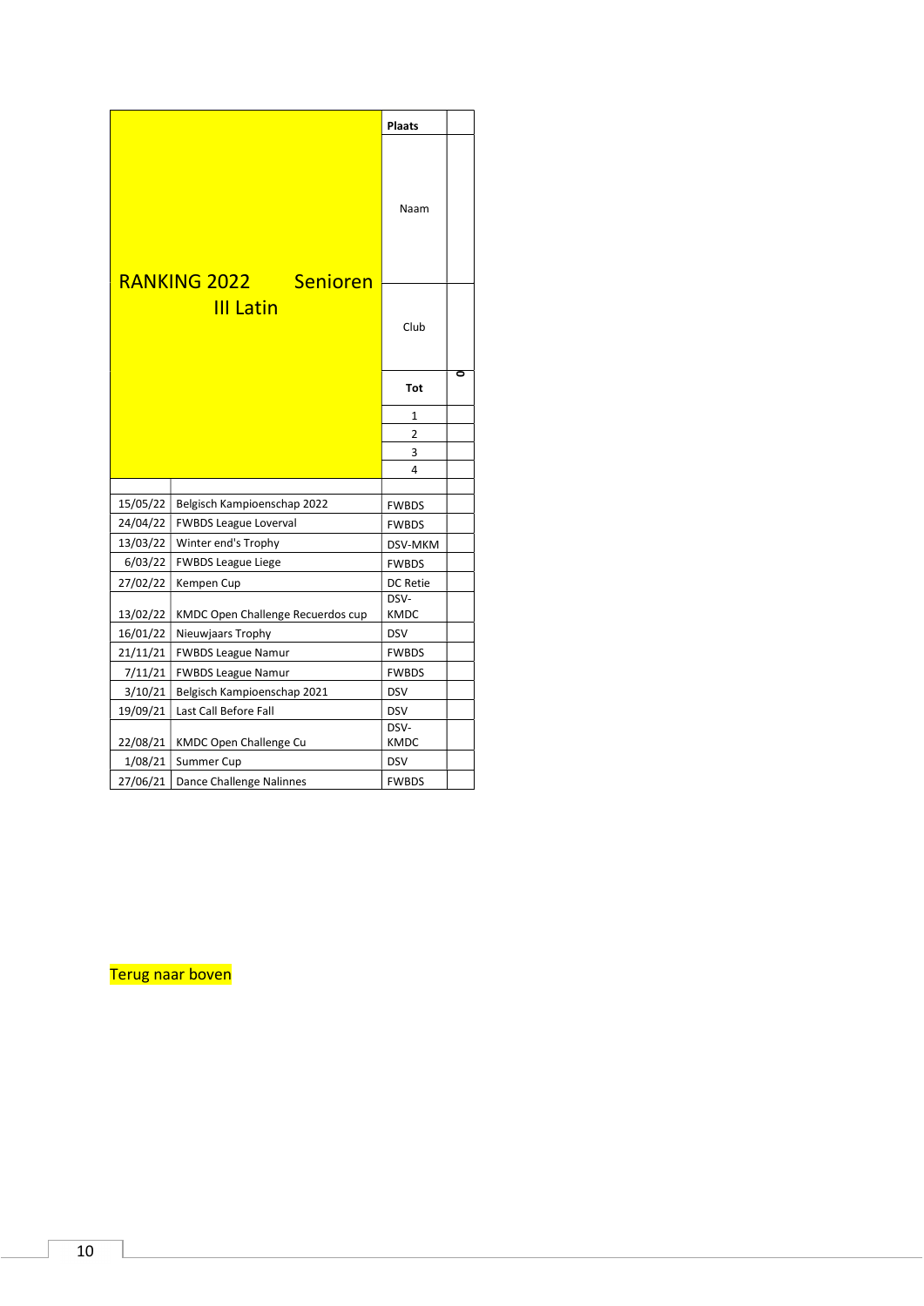# RANKING 2022 Senioren III Latin

| | | Plaats | |
|---|---|---|---|
| | | Naam | |
| | | Club | |
| | | Tot | 0 |
| | | 1 | |
| | | 2 | |
| | | 3 | |
| | | 4 | |
| | | | |
| 15/05/22 | Belgisch Kampioenschap 2022 | FWBDS | |
| 24/04/22 | FWBDS League Loverval | FWBDS | |
| 13/03/22 | Winter end's Trophy | DSV-MKM | |
| 6/03/22 | FWBDS League Liege | FWBDS | |
| 27/02/22 | Kempen Cup | DC Retie | |
| 13/02/22 | KMDC Open Challenge Recuerdos cup | DSV-KMDC | |
| 16/01/22 | Nieuwjaars Trophy | DSV | |
| 21/11/21 | FWBDS League Namur | FWBDS | |
| 7/11/21 | FWBDS League Namur | FWBDS | |
| 3/10/21 | Belgisch Kampioenschap 2021 | DSV | |
| 19/09/21 | Last Call Before Fall | DSV | |
| 22/08/21 | KMDC Open Challenge Cu | DSV-KMDC | |
| 1/08/21 | Summer Cup | DSV | |
| 27/06/21 | Dance Challenge Nalinnes | FWBDS | |

Terug naar boven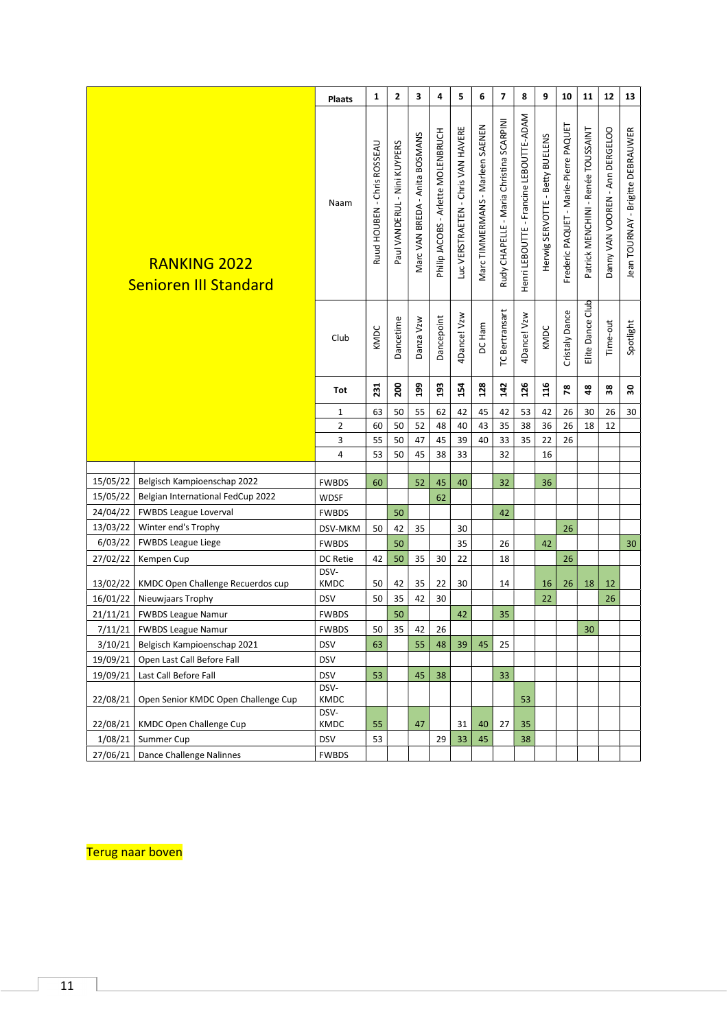# RANKING 2022
## Senioren III Standard

| | | Plaats | 1 | 2 | 3 | 4 | 5 | 6 | 7 | 8 | 9 | 10 | 11 | 12 | 13 |
|---|---|---|---|---|---|---|---|---|---|---|---|---|---|---|---|
| | | Naam | Ruud HOUBEN - Chris ROSSEAU | Paul VANDERUL - Nini KUYPERS | Marc VAN BREDA - Anita BOSMANS | Philip JACOBS - Arlette MOLENBRUCH | Luc VERSTRAETEN - Chris VAN HAVERE | Marc TIMMERMANS - Marleen SAENEN | Rudy CHAPELLE - Maria Christina SCARPINI | Henri LEBOUTTE - Francine LEBOUTTE-ADAM | Herwig SERVOTTE - Betty BUELENS | Frederic PAQUET - Marie-Pierre PAQUET | Patrick MENCHINI - Renée TOUSSAINT | Danny VAN VOOREN - Ann DERGELOO | Jean TOURNAY - Brigitte DEBRAUWER |
| | | Club | KMDC | Dancetime | Danza Vzw | Dancepoint | 4Dance! Vzw | DC Ham | TC Bertransart | 4Dance! Vzw | KMDC | Cristaly Dance | Elite Dance Club | Time-out | Spotlight |
| | | Tot | 231 | 200 | 199 | 193 | 154 | 128 | 142 | 126 | 116 | 78 | 48 | 38 | 30 |
| | | 1 | 63 | 50 | 55 | 62 | 42 | 45 | 42 | 53 | 42 | 26 | 30 | 26 | 30 |
| | | 2 | 60 | 50 | 52 | 48 | 40 | 43 | 35 | 38 | 36 | 26 | 18 | 12 | |
| | | 3 | 55 | 50 | 47 | 45 | 39 | 40 | 33 | 35 | 22 | 26 | | | |
| | | 4 | 53 | 50 | 45 | 38 | 33 | | 32 | | 16 | | | | |
| 15/05/22 | Belgisch Kampioenschap 2022 | FWBDS | 60 | | 52 | 45 | 40 | | 32 | | 36 | | | | |
| 15/05/22 | Belgian International FedCup 2022 | WDSF | | | | 62 | | | | | | | | | |
| 24/04/22 | FWBDS League Loverval | FWBDS | | 50 | | | | | 42 | | | | | | |
| 13/03/22 | Winter end's Trophy | DSV-MKM | 50 | 42 | 35 | | 30 | | | | | 26 | | | |
| 6/03/22 | FWBDS League Liege | FWBDS | | 50 | | | 35 | | 26 | | 42 | | | | 30 |
| 27/02/22 | Kempen Cup | DC Retie | 42 | 50 | 35 | 30 | 22 | | 18 | | | 26 | | | |
| 13/02/22 | KMDC Open Challenge Recuerdos cup | DSV-KMDC | 50 | 42 | 35 | 22 | 30 | | 14 | | 16 | 26 | 18 | 12 | |
| 16/01/22 | Nieuwjaars Trophy | DSV | 50 | 35 | 42 | 30 | | | | | 22 | | | 26 | |
| 21/11/21 | FWBDS League Namur | FWBDS | | 50 | | | 42 | | 35 | | | | | | |
| 7/11/21 | FWBDS League Namur | FWBDS | 50 | 35 | 42 | 26 | | | | | | | 30 | | |
| 3/10/21 | Belgisch Kampioenschap 2021 | DSV | 63 | | 55 | 48 | 39 | 45 | 25 | | | | | | |
| 19/09/21 | Open Last Call Before Fall | DSV | | | | | | | | | | | | | |
| 19/09/21 | Last Call Before Fall | DSV | 53 | | 45 | 38 | | | 33 | | | | | | |
| 22/08/21 | Open Senior KMDC Open Challenge Cup | DSV-KMDC | | | | | | | | 53 | | | | | |
| 22/08/21 | KMDC Open Challenge Cup | DSV-KMDC | 55 | | 47 | | 31 | 40 | 27 | 35 | | | | | |
| 1/08/21 | Summer Cup | DSV | 53 | | | 29 | 33 | 45 | | 38 | | | | | |
| 27/06/21 | Dance Challenge Nalinnes | FWBDS | | | | | | | | | | | | | |

Terug naar boven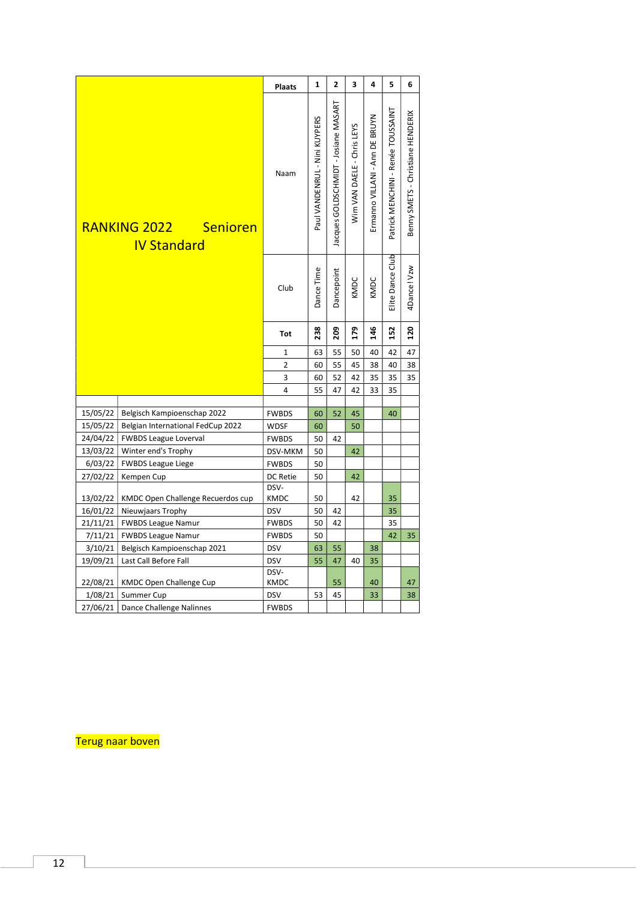# RANKING 2022 Senioren IV Standard

| | | Plaats | 1 | 2 | 3 | 4 | 5 | 6 |
|---|---|---|---|---|---|---|---|---|
| | | Naam | Paul VANDENRUL - Nini KUYPERS | Jacques GOLDSCHMIDT - Josiane MASART | Wim VAN DAELE - Chris LEYS | Ermanno VILLANI - Ann DE BRUYN | Patrick MENCHINI - Renée TOUSSAINT | Benny SMETS - Christiane HENDERIX |
| | | Club | Dance Time | Dancepoint | KMDC | KMDC | Elite Dance Club | 4Dance! Vzw |
| | | **Tot** | **238** | **209** | **179** | **146** | **152** | **120** |
| | | 1 | 63 | 55 | 50 | 40 | 42 | 47 |
| | | 2 | 60 | 55 | 45 | 38 | 40 | 38 |
| | | 3 | 60 | 52 | 42 | 35 | 35 | 35 |
| | | 4 | 55 | 47 | 42 | 33 | 35 | |
| | | | | | | | | |
| 15/05/22 | Belgisch Kampioenschap 2022 | FWBDS | 60 | 52 | 45 | | 40 | |
| 15/05/22 | Belgian International FedCup 2022 | WDSF | 60 | | 50 | | | |
| 24/04/22 | FWBDS League Loverval | FWBDS | 50 | 42 | | | | |
| 13/03/22 | Winter end's Trophy | DSV-MKM | 50 | | 42 | | | |
| 6/03/22 | FWBDS League Liege | FWBDS | 50 | | | | | |
| 27/02/22 | Kempen Cup | DC Retie | 50 | | 42 | | | |
| 13/02/22 | KMDC Open Challenge Recuerdos cup | DSV-KMDC | 50 | | 42 | | 35 | |
| 16/01/22 | Nieuwjaars Trophy | DSV | 50 | 42 | | | 35 | |
| 21/11/21 | FWBDS League Namur | FWBDS | 50 | 42 | | | 35 | |
| 7/11/21 | FWBDS League Namur | FWBDS | 50 | | | | 42 | 35 |
| 3/10/21 | Belgisch Kampioenschap 2021 | DSV | 63 | 55 | | 38 | | |
| 19/09/21 | Last Call Before Fall | DSV | 55 | 47 | 40 | 35 | | |
| 22/08/21 | KMDC Open Challenge Cup | DSV-KMDC | | 55 | | 40 | | 47 |
| 1/08/21 | Summer Cup | DSV | 53 | 45 | | 33 | | 38 |
| 27/06/21 | Dance Challenge Nalinnes | FWBDS | | | | | | |

Terug naar boven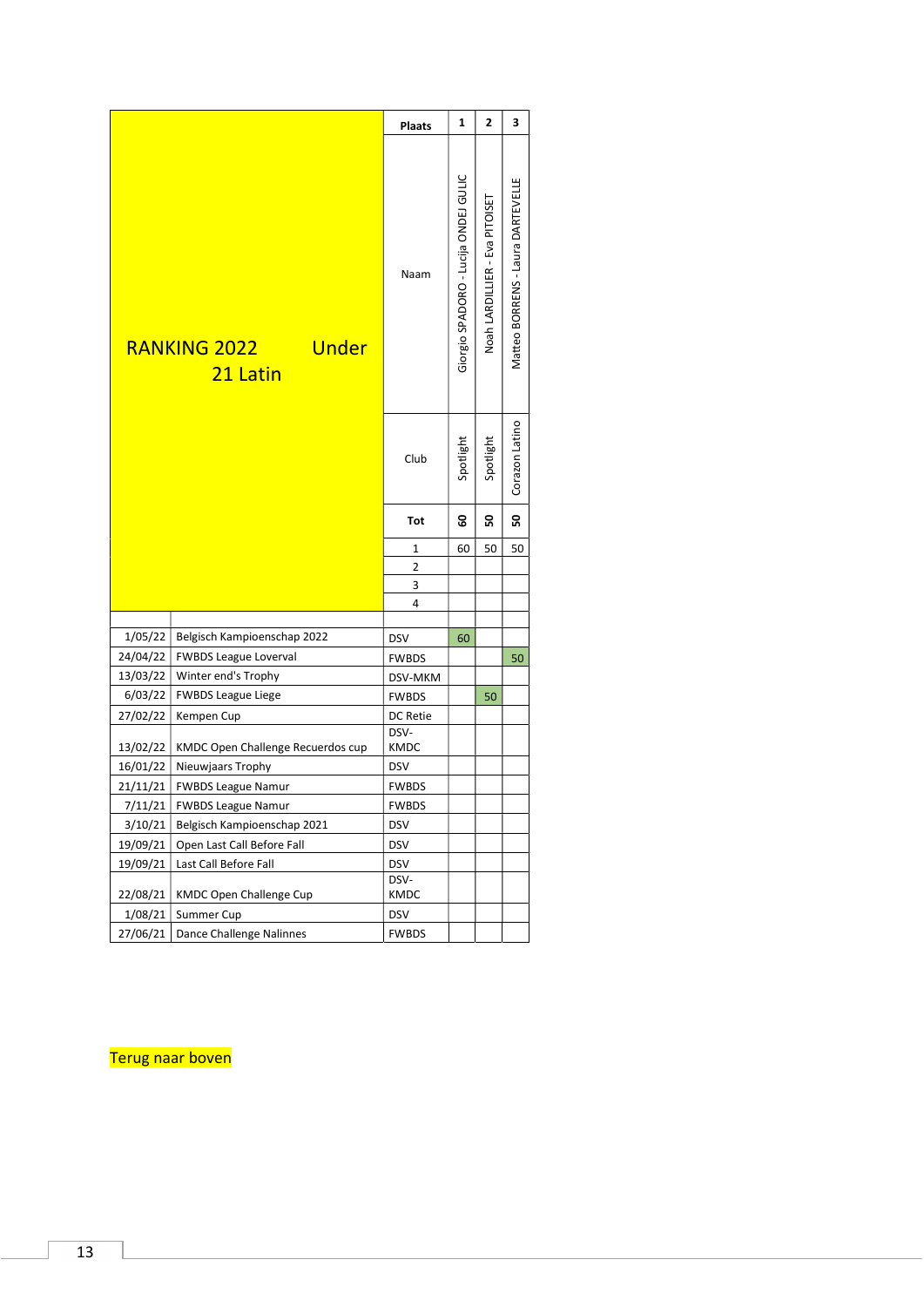| RANKING 2022 Under 21 Latin | | Plaats | 1 | 2 | 3 |
|---|---|---|---|---|---|
| | | Naam | Giorgio SPADORO - Lucija ONDEJ GULIC | Noah LARDILLIER - Eva PITOISET | Matteo BORRENS - Laura DARTEVELLE |
| | | Club | Spotlight | Spotlight | Corazon Latino |
| | | Tot | 60 | 50 | 50 |
| | | 1 | 60 | 50 | 50 |
| | | 2 | | | |
| | | 3 | | | |
| | | 4 | | | |
| | | | | | |
| 1/05/22 | Belgisch Kampioenschap 2022 | DSV | 60 | | |
| 24/04/22 | FWBDS League Loverval | FWBDS | | | 50 |
| 13/03/22 | Winter end's Trophy | DSV-MKM | | | |
| 6/03/22 | FWBDS League Liege | FWBDS | | 50 | |
| 27/02/22 | Kempen Cup | DC Retie | | | |
| 13/02/22 | KMDC Open Challenge Recuerdos cup | DSV-KMDC | | | |
| 16/01/22 | Nieuwjaars Trophy | DSV | | | |
| 21/11/21 | FWBDS League Namur | FWBDS | | | |
| 7/11/21 | FWBDS League Namur | FWBDS | | | |
| 3/10/21 | Belgisch Kampioenschap 2021 | DSV | | | |
| 19/09/21 | Open Last Call Before Fall | DSV | | | |
| 19/09/21 | Last Call Before Fall | DSV | | | |
| 22/08/21 | KMDC Open Challenge Cup | DSV-KMDC | | | |
| 1/08/21 | Summer Cup | DSV | | | |
| 27/06/21 | Dance Challenge Nalinnes | FWBDS | | | |

Terug naar boven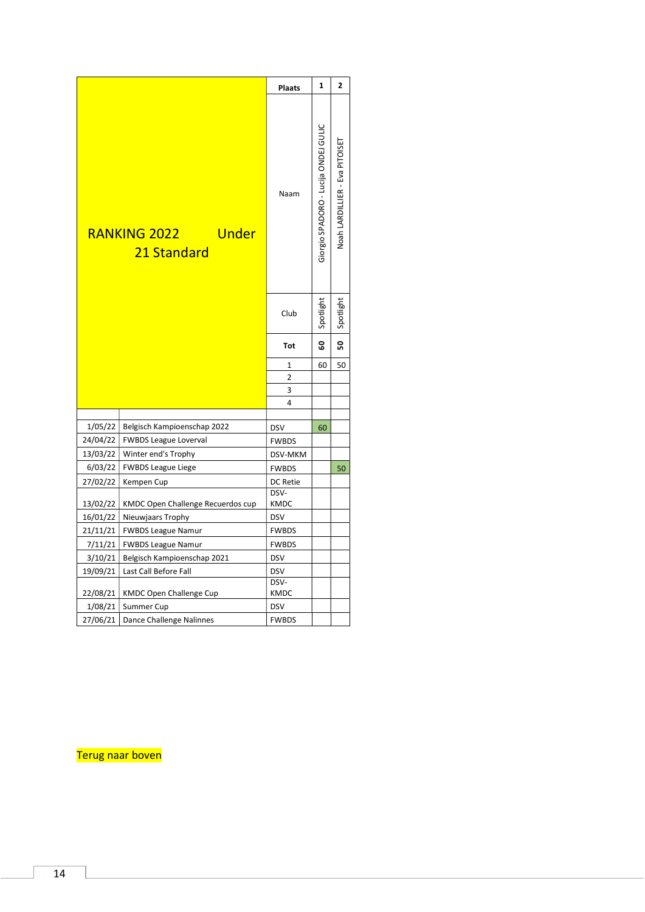## RANKING 2022 Under 21 Standard

| | | | | |
|---|---|---|---|---|
| | | Plaats | 1 | 2 |
| | | Naam | Giorgio SPADORO - Lucija ONDEJ GULIC | Noah LARDILLIER - Eva PITOISET |
| | | Club | Spotlight | Spotlight |
| | | Tot | 60 | 50 |
| | | 1 | 60 | 50 |
| | | 2 | | |
| | | 3 | | |
| | | 4 | | |
| | | | | |
| 1/05/22 | Belgisch Kampioenschap 2022 | DSV | 60 | |
| 24/04/22 | FWBDS League Loverval | FWBDS | | |
| 13/03/22 | Winter end's Trophy | DSV-MKM | | |
| 6/03/22 | FWBDS League Liege | FWBDS | | 50 |
| 27/02/22 | Kempen Cup | DC Retie | | |
| 13/02/22 | KMDC Open Challenge Recuerdos cup | DSV-KMDC | | |
| 16/01/22 | Nieuwjaars Trophy | DSV | | |
| 21/11/21 | FWBDS League Namur | FWBDS | | |
| 7/11/21 | FWBDS League Namur | FWBDS | | |
| 3/10/21 | Belgisch Kampioenschap 2021 | DSV | | |
| 19/09/21 | Last Call Before Fall | DSV | | |
| 22/08/21 | KMDC Open Challenge Cup | DSV-KMDC | | |
| 1/08/21 | Summer Cup | DSV | | |
| 27/06/21 | Dance Challenge Nalinnes | FWBDS | | |

Terug naar boven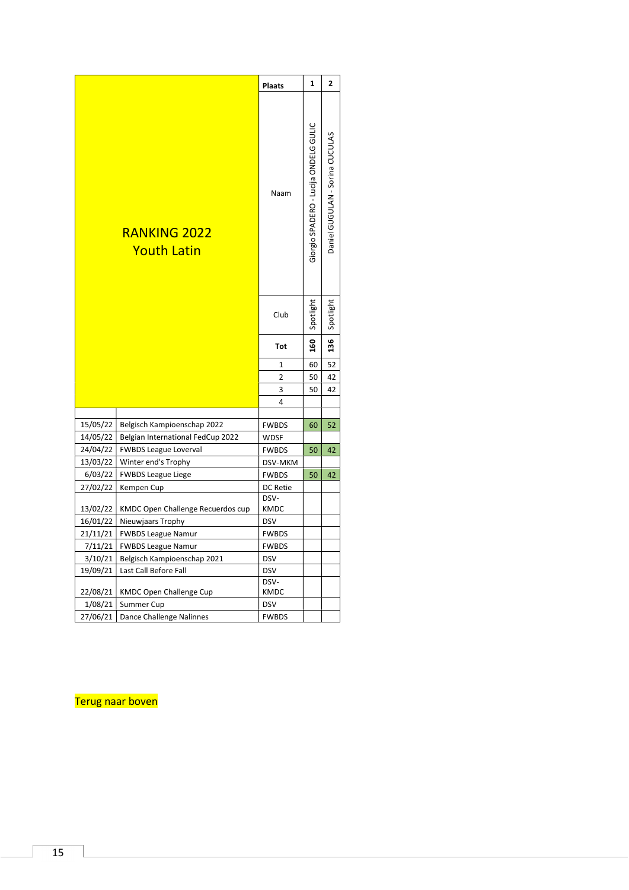| RANKING 2022 Youth Latin | | Plaats | 1 | 2 |
|---|---|---|---|---|
| | | Naam | Giorgio SPADERO - Lucija ONDELG GULIC | Daniel GUGULAN - Sorina CUCULAS |
| | | Club | Spotlight | Spotlight |
| | | Tot | 160 | 136 |
| | | 1 | 60 | 52 |
| | | 2 | 50 | 42 |
| | | 3 | 50 | 42 |
| | | 4 | | |
| | | | | |
| 15/05/22 | Belgisch Kampioenschap 2022 | FWBDS | 60 | 52 |
| 14/05/22 | Belgian International FedCup 2022 | WDSF | | |
| 24/04/22 | FWBDS League Loverval | FWBDS | 50 | 42 |
| 13/03/22 | Winter end's Trophy | DSV-MKM | | |
| 6/03/22 | FWBDS League Liege | FWBDS | 50 | 42 |
| 27/02/22 | Kempen Cup | DC Retie | | |
| 13/02/22 | KMDC Open Challenge Recuerdos cup | DSV-KMDC | | |
| 16/01/22 | Nieuwjaars Trophy | DSV | | |
| 21/11/21 | FWBDS League Namur | FWBDS | | |
| 7/11/21 | FWBDS League Namur | FWBDS | | |
| 3/10/21 | Belgisch Kampioenschap 2021 | DSV | | |
| 19/09/21 | Last Call Before Fall | DSV | | |
| 22/08/21 | KMDC Open Challenge Cup | DSV-KMDC | | |
| 1/08/21 | Summer Cup | DSV | | |
| 27/06/21 | Dance Challenge Nalinnes | FWBDS | | |

Terug naar boven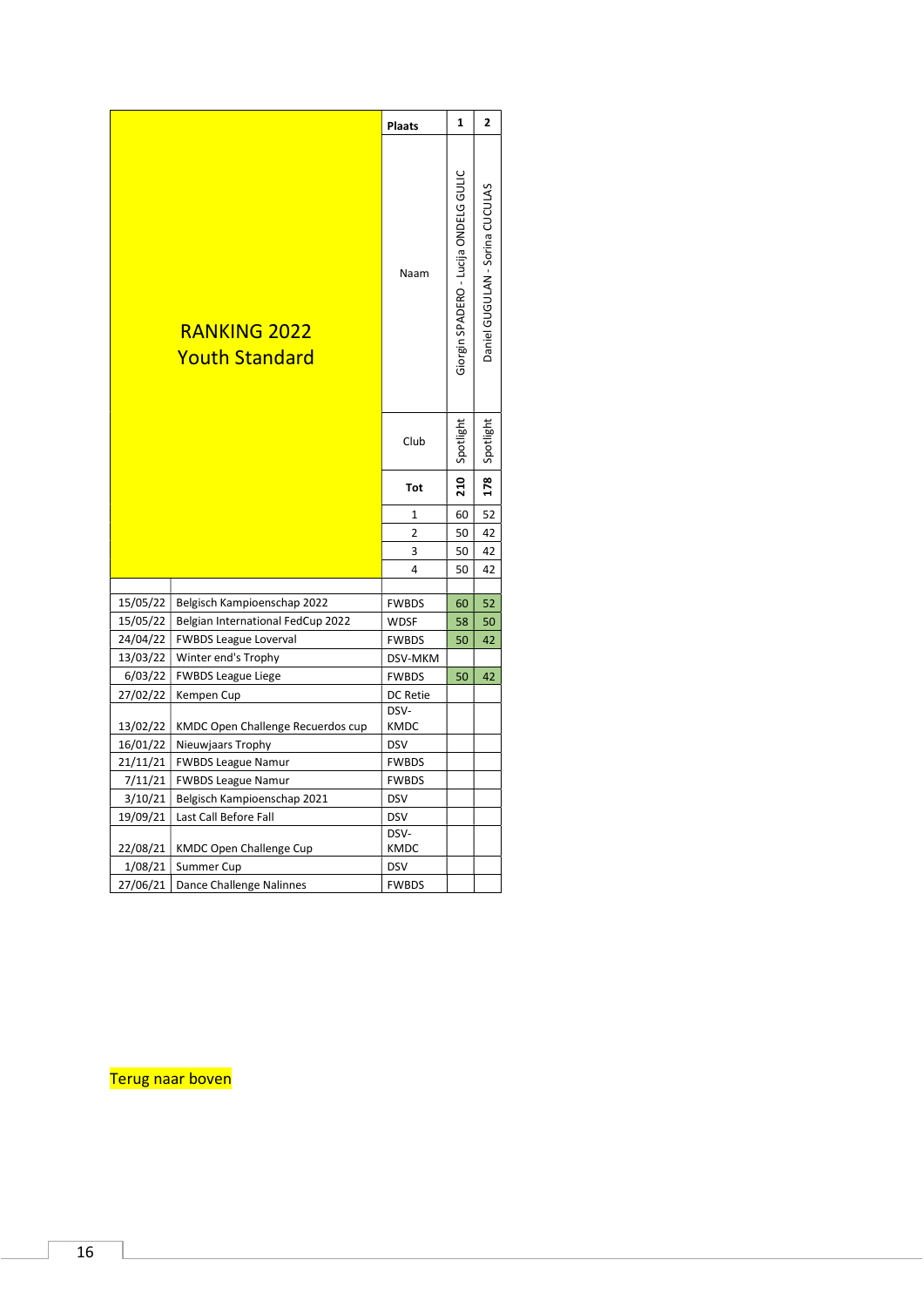# RANKING 2022 Youth Standard

| | | Plaats | 1 | 2 |
|---|---|---|---|---|
| | | Naam | Giorgin SPADERO - Lucija ONDELG GULIC | Daniel GUGULAN - Sorina CUCULAS |
| | | Club | Spotlight | Spotlight |
| | | **Tot** | **210** | **178** |
| | | 1 | 60 | 52 |
| | | 2 | 50 | 42 |
| | | 3 | 50 | 42 |
| | | 4 | 50 | 42 |
| | | | | |
| 15/05/22 | Belgisch Kampioenschap 2022 | FWBDS | 60 | 52 |
| 15/05/22 | Belgian International FedCup 2022 | WDSF | 58 | 50 |
| 24/04/22 | FWBDS League Loverval | FWBDS | 50 | 42 |
| 13/03/22 | Winter end's Trophy | DSV-MKM | | |
| 6/03/22 | FWBDS League Liege | FWBDS | 50 | 42 |
| 27/02/22 | Kempen Cup | DC Retie | | |
| 13/02/22 | KMDC Open Challenge Recuerdos cup | DSV-KMDC | | |
| 16/01/22 | Nieuwjaars Trophy | DSV | | |
| 21/11/21 | FWBDS League Namur | FWBDS | | |
| 7/11/21 | FWBDS League Namur | FWBDS | | |
| 3/10/21 | Belgisch Kampioenschap 2021 | DSV | | |
| 19/09/21 | Last Call Before Fall | DSV | | |
| 22/08/21 | KMDC Open Challenge Cup | DSV-KMDC | | |
| 1/08/21 | Summer Cup | DSV | | |
| 27/06/21 | Dance Challenge Nalinnes | FWBDS | | |

Terug naar boven